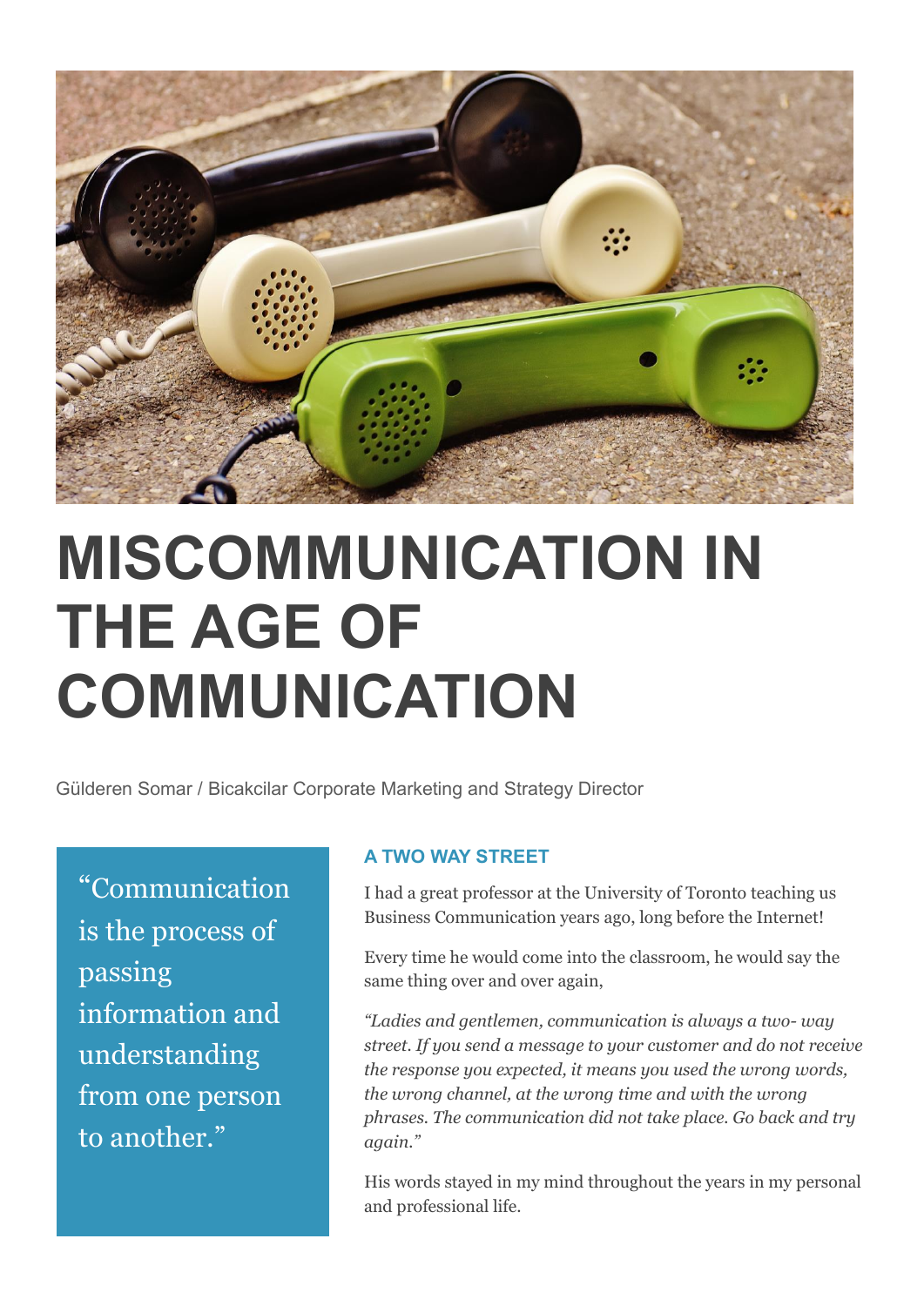# MISCOMMUNICATION IN THE AGE OF COMMUNICATION

Gülderen Somar / Bicakcilar Corporate Marketing and Strategy Director

> "Communication is the process of passing information and understanding from one person to another."

## A TWO WAY STREET

I had a great professor at the University of Toronto teaching us Business Communication years ago, long before the Internet!

Every time he would come into the classroom, he would say the same thing over and over again,

*"Ladies and gentlemen, communication is always a two- way street. If you send a message to your customer and do not receive the response you expected, it means you used the wrong words, the wrong channel, at the wrong time and with the wrong phrases. The communication did not take place. Go back and try again."*

His words stayed in my mind throughout the years in my personal and professional life.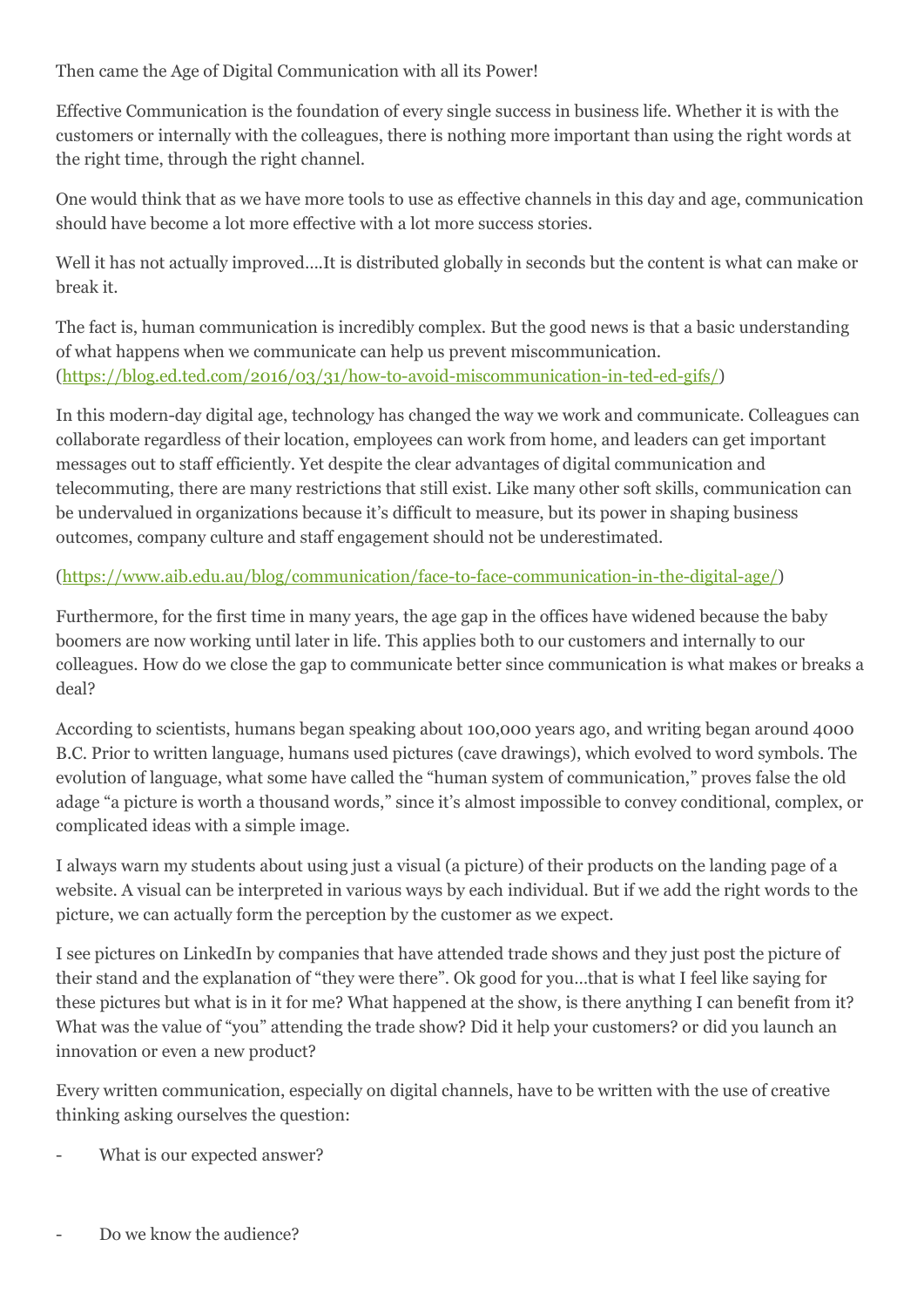Then came the Age of Digital Communication with all its Power!

Effective Communication is the foundation of every single success in business life. Whether it is with the customers or internally with the colleagues, there is nothing more important than using the right words at the right time, through the right channel.

One would think that as we have more tools to use as effective channels in this day and age, communication should have become a lot more effective with a lot more success stories.

Well it has not actually improved….It is distributed globally in seconds but the content is what can make or break it.

The fact is, human communication is incredibly complex. But the good news is that a basic understanding of what happens when we communicate can help us prevent miscommunication. (https://blog.ed.ted.com/2016/03/31/how-to-avoid-miscommunication-in-ted-ed-gifs/)

In this modern-day digital age, technology has changed the way we work and communicate. Colleagues can collaborate regardless of their location, employees can work from home, and leaders can get important messages out to staff efficiently. Yet despite the clear advantages of digital communication and telecommuting, there are many restrictions that still exist. Like many other soft skills, communication can be undervalued in organizations because it's difficult to measure, but its power in shaping business outcomes, company culture and staff engagement should not be underestimated.

(https://www.aib.edu.au/blog/communication/face-to-face-communication-in-the-digital-age/)

Furthermore, for the first time in many years, the age gap in the offices have widened because the baby boomers are now working until later in life. This applies both to our customers and internally to our colleagues. How do we close the gap to communicate better since communication is what makes or breaks a deal?

According to scientists, humans began speaking about 100,000 years ago, and writing began around 4000 B.C. Prior to written language, humans used pictures (cave drawings), which evolved to word symbols. The evolution of language, what some have called the "human system of communication," proves false the old adage "a picture is worth a thousand words," since it's almost impossible to convey conditional, complex, or complicated ideas with a simple image.

I always warn my students about using just a visual (a picture) of their products on the landing page of a website. A visual can be interpreted in various ways by each individual. But if we add the right words to the picture, we can actually form the perception by the customer as we expect.

I see pictures on LinkedIn by companies that have attended trade shows and they just post the picture of their stand and the explanation of "they were there". Ok good for you…that is what I feel like saying for these pictures but what is in it for me? What happened at the show, is there anything I can benefit from it? What was the value of "you" attending the trade show? Did it help your customers? or did you launch an innovation or even a new product?

Every written communication, especially on digital channels, have to be written with the use of creative thinking asking ourselves the question:

- What is our expected answer?

- Do we know the audience?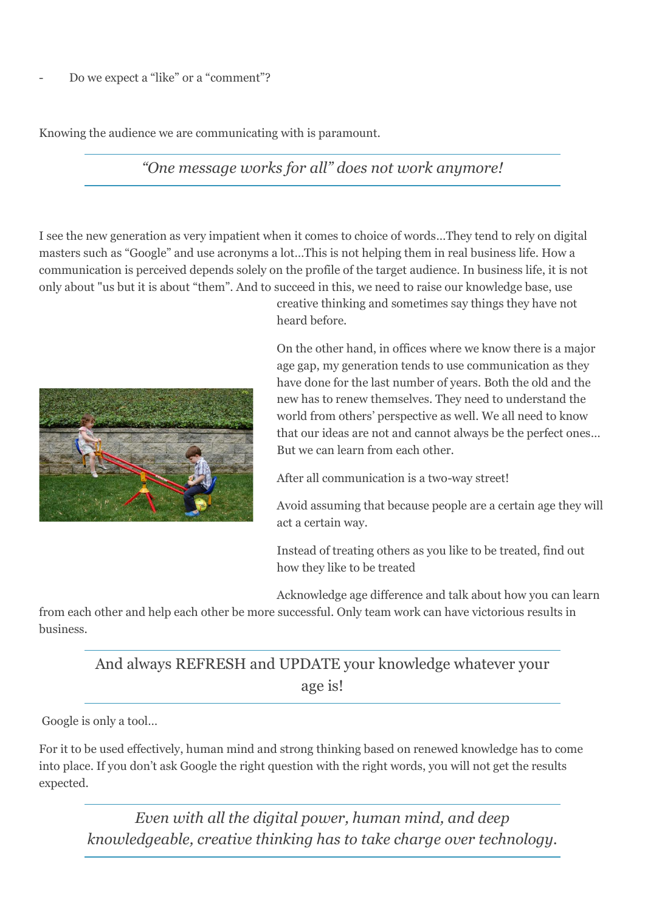- Do we expect a "like" or a "comment"?

Knowing the audience we are communicating with is paramount.

*"One message works for all" does not work anymore!*

I see the new generation as very impatient when it comes to choice of words…They tend to rely on digital masters such as "Google" and use acronyms a lot…This is not helping them in real business life. How a communication is perceived depends solely on the profile of the target audience. In business life, it is not only about "us but it is about "them". And to succeed in this, we need to raise our knowledge base, use creative thinking and sometimes say things they have not heard before.

On the other hand, in offices where we know there is a major age gap, my generation tends to use communication as they have done for the last number of years. Both the old and the new has to renew themselves. They need to understand the world from others' perspective as well. We all need to know that our ideas are not and cannot always be the perfect ones… But we can learn from each other.

After all communication is a two-way street!

Avoid assuming that because people are a certain age they will act a certain way.

Instead of treating others as you like to be treated, find out how they like to be treated

Acknowledge age difference and talk about how you can learn from each other and help each other be more successful. Only team work can have victorious results in business.

And always REFRESH and UPDATE your knowledge whatever your age is!

Google is only a tool…

For it to be used effectively, human mind and strong thinking based on renewed knowledge has to come into place. If you don't ask Google the right question with the right words, you will not get the results expected.

*Even with all the digital power, human mind, and deep knowledgeable, creative thinking has to take charge over technology.*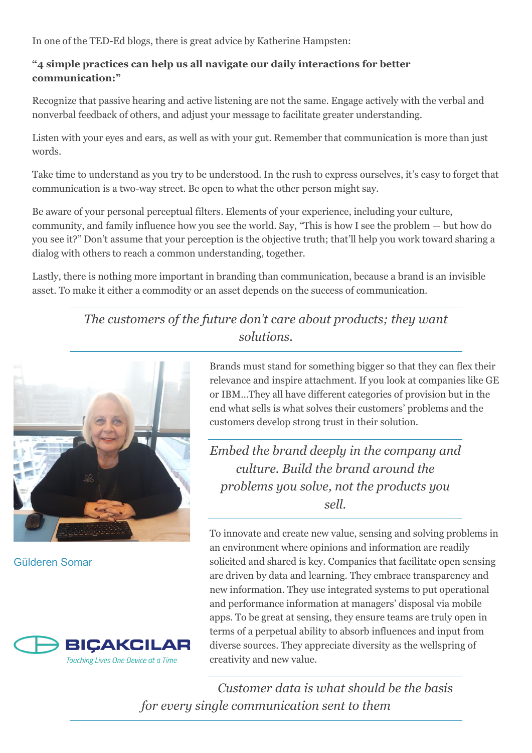In one of the TED-Ed blogs, there is great advice by Katherine Hampsten:

**"4 simple practices can help us all navigate our daily interactions for better communication:"**

Recognize that passive hearing and active listening are not the same. Engage actively with the verbal and nonverbal feedback of others, and adjust your message to facilitate greater understanding.

Listen with your eyes and ears, as well as with your gut. Remember that communication is more than just words.

Take time to understand as you try to be understood. In the rush to express ourselves, it's easy to forget that communication is a two-way street. Be open to what the other person might say.

Be aware of your personal perceptual filters. Elements of your experience, including your culture, community, and family influence how you see the world. Say, "This is how I see the problem — but how do you see it?" Don't assume that your perception is the objective truth; that'll help you work toward sharing a dialog with others to reach a common understanding, together.

Lastly, there is nothing more important in branding than communication, because a brand is an invisible asset. To make it either a commodity or an asset depends on the success of communication.

---

*The customers of the future don't care about products; they want solutions.*

---

Brands must stand for something bigger so that they can flex their relevance and inspire attachment. If you look at companies like GE or IBM…They all have different categories of provision but in the end what sells is what solves their customers' problems and the customers develop strong trust in their solution.

---

*Embed the brand deeply in the company and culture. Build the brand around the problems you solve, not the products you sell.*

---

To innovate and create new value, sensing and solving problems in an environment where opinions and information are readily solicited and shared is key. Companies that facilitate open sensing are driven by data and learning. They embrace transparency and new information. They use integrated systems to put operational and performance information at managers' disposal via mobile apps. To be great at sensing, they ensure teams are truly open in terms of a perpetual ability to absorb influences and input from diverse sources. They appreciate diversity as the wellspring of creativity and new value.

Gülderen Somar

BIÇAKCILAR

Touching Lives One Device at a Time

---

*Customer data is what should be the basis for every single communication sent to them*

---